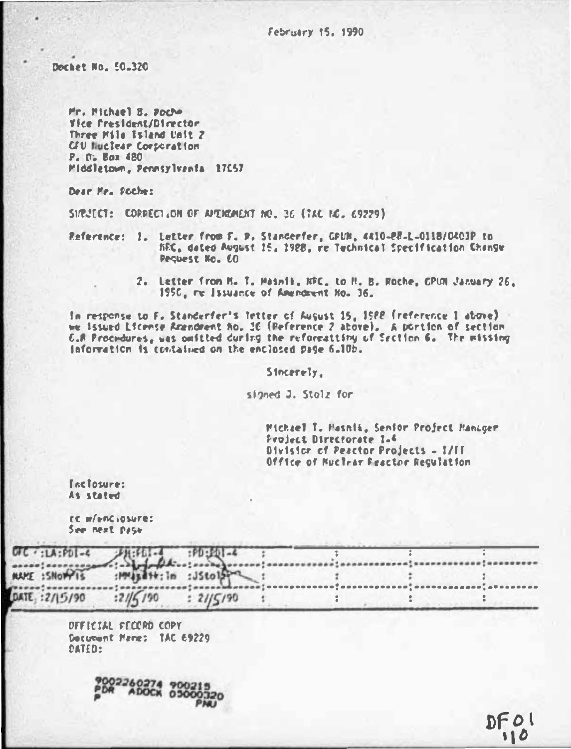February 15, 1990

Docket No. 50-320

Mr. Michael B. Roche
Vice President/Director
Three Mile Island Unit 2
GPU Nuclear Corporation
P. O. Box 480
Middletown, Pennsylvania 17057

Dear Mr. Roche:

SUBJECT: CORRECTION OF AMENDMENT NO. 36 (TAC NO. 69229)

Reference:
1. Letter from F. R. Standerfer, GPUN, 4410-88-L-0118/0403P to NRC, dated August 15, 1988, re Technical Specification Change Request No. 60

2. Letter from M. T. Masnik, NRC, to M. B. Roche, GPUN January 26, 1990, re Issuance of Amendment No. 36.

In response to F. Standerfer's letter of August 15, 1988 (reference 1 above) we issued License Amendment No. 36 (Reference 2 above). A portion of section 6.8 Procedures, was omitted during the reformatting of Section 6. The missing information is contained on the enclosed page 6.10b.

Sincerely,

signed J. Stolz for

Michael T. Masnik, Senior Project Manager
Project Directorate I-4
Division of Reactor Projects - I/II
Office of Nuclear Reactor Regulation

Enclosure:
As stated

cc w/enclosure:
See next page

| OFC | :LA:PDI-4 | :PM:PDI-4 | :PD:PDI-4 | : | : | : | : |
|---|---|---|---|---|---|---|---|
| NAME | :SNorris | :MMasnik:lm | :JStolz | : | : | : | : |
| DATE | :2/15/90 | :2/15/90 | : 2/15/90 | : | : | : | : |

OFFICIAL RECORD COPY
Document Name: TAC 69229
DATED:

9002260274 900215
PDR ADOCK 05000320
P PNU

DF01
110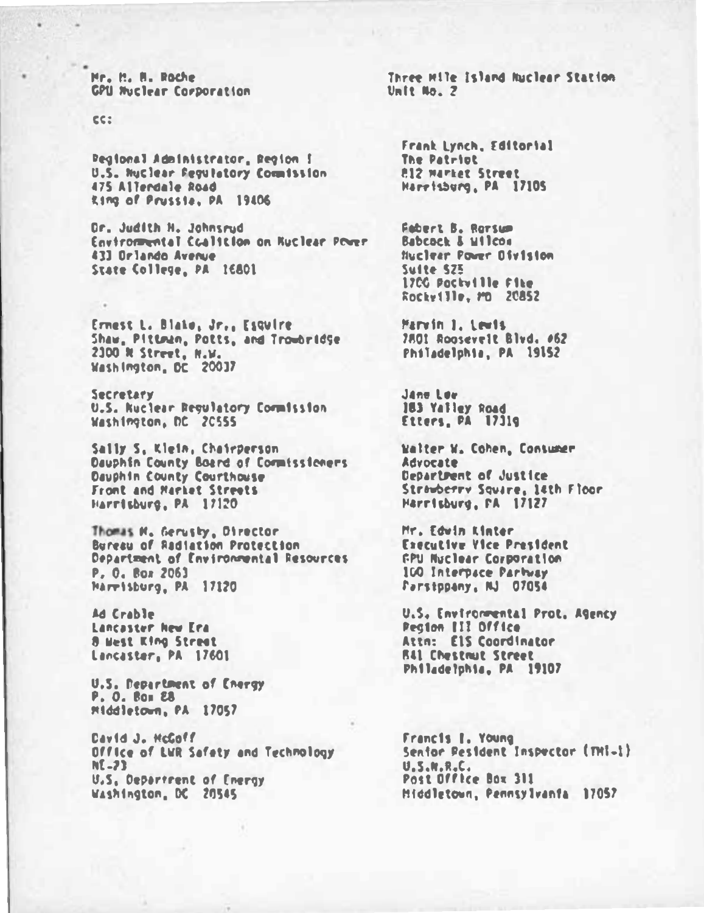Mr. M. B. Roche
GPU Nuclear Corporation

Three Mile Island Nuclear Station
Unit No. 2

cc:

Regional Administrator, Region I
U.S. Nuclear Regulatory Commission
475 Allendale Road
King of Prussia, PA 19406

Dr. Judith H. Johnsrud
Environmental Coalition on Nuclear Power
433 Orlando Avenue
State College, PA 16801

Ernest L. Blake, Jr., Esquire
Shaw, Pittman, Potts, and Trowbridge
2300 N Street, N.W.
Washington, DC 20037

Secretary
U.S. Nuclear Regulatory Commission
Washington, DC 20555

Sally S. Klein, Chairperson
Dauphin County Board of Commissioners
Dauphin County Courthouse
Front and Market Streets
Harrisburg, PA 17120

Thomas M. Gerusky, Director
Bureau of Radiation Protection
Department of Environmental Resources
P. O. Box 2063
Harrisburg, PA 17120

Ad Crable
Lancaster New Era
8 West King Street
Lancaster, PA 17601

U.S. Department of Energy
P. O. Box 88
Middletown, PA 17057

David J. McGoff
Office of LWR Safety and Technology
NE-23
U.S. Department of Energy
Washington, DC 20545

Frank Lynch, Editorial
The Patriot
812 Market Street
Harrisburg, PA 17105

Robert B. Borsum
Babcock & Wilcox
Nuclear Power Division
Suite 525
1700 Rockville Pike
Rockville, MD 20852

Marvin I. Lewis
7801 Roosevelt Blvd. #62
Philadelphia, PA 19152

Jane Lee
183 Valley Road
Etters, PA 17319

Walter W. Cohen, Consumer
Advocate
Department of Justice
Strawberry Square, 14th Floor
Harrisburg, PA 17127

Mr. Edwin Kinter
Executive Vice President
GPU Nuclear Corporation
100 Interpace Parkway
Parsippany, NJ 07054

U.S. Environmental Prot. Agency
Region III Office
Attn: EIS Coordinator
841 Chestnut Street
Philadelphia, PA 19107

Francis I. Young
Senior Resident Inspector (TMI-1)
U.S.N.R.C.
Post Office Box 311
Middletown, Pennsylvania 17057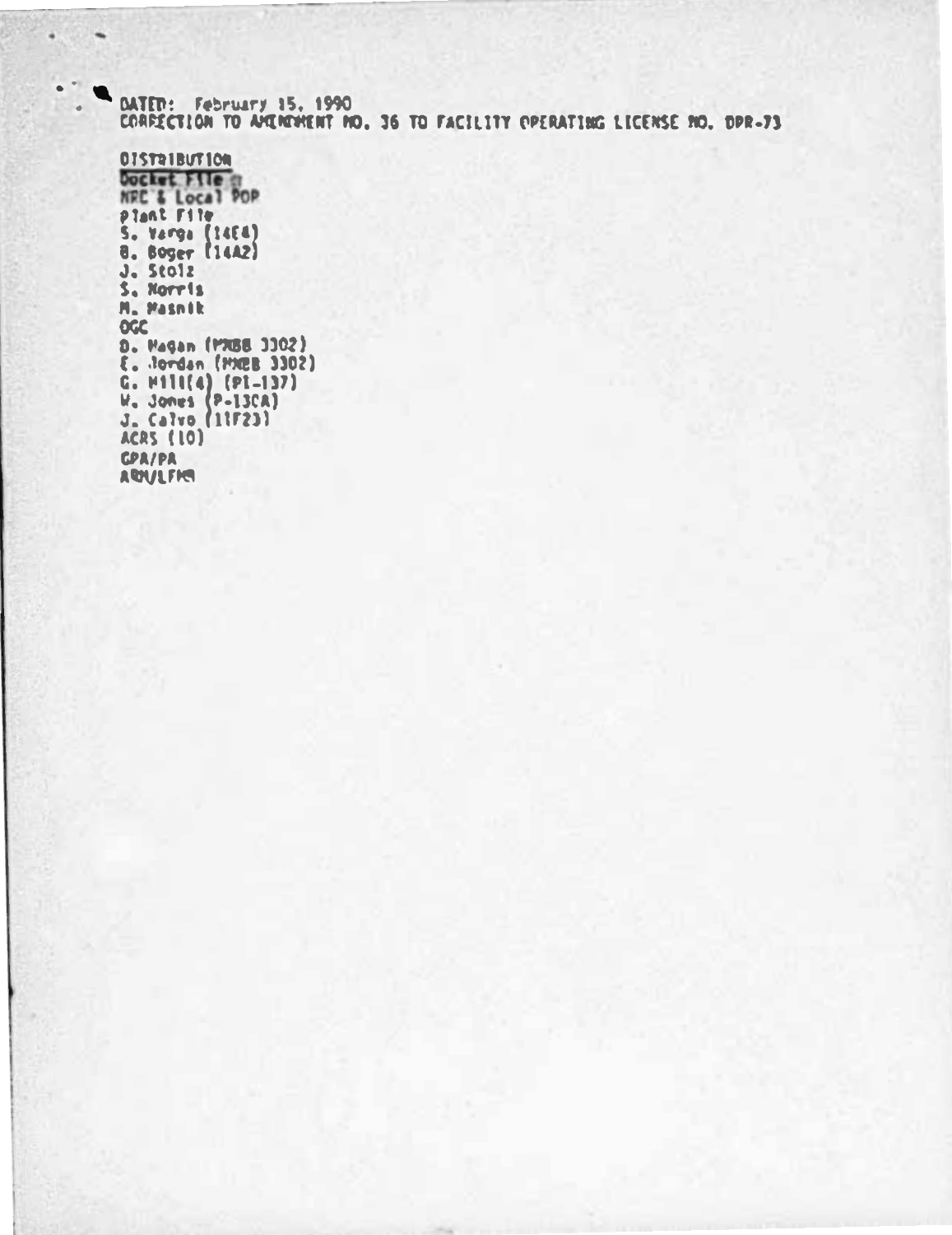DATED: February 15, 1990
CORRECTION TO AMENDMENT NO. 36 TO FACILITY OPERATING LICENSE NO. DPR-73

DISTRIBUTION
Docket File
NRC & Local PDR
Plant File
S. Varga (14E4)
B. Boger (14A2)
J. Stolz
S. Norris
M. Masnik
OGC
D. Hagan (MNBB 3302)
E. Jordan (MNBB 3302)
G. Hill(4) (P1-137)
W. Jones (P-130A)
J. Calvo (11F23)
ACRS (10)
GPA/PA
ARM/LFMB